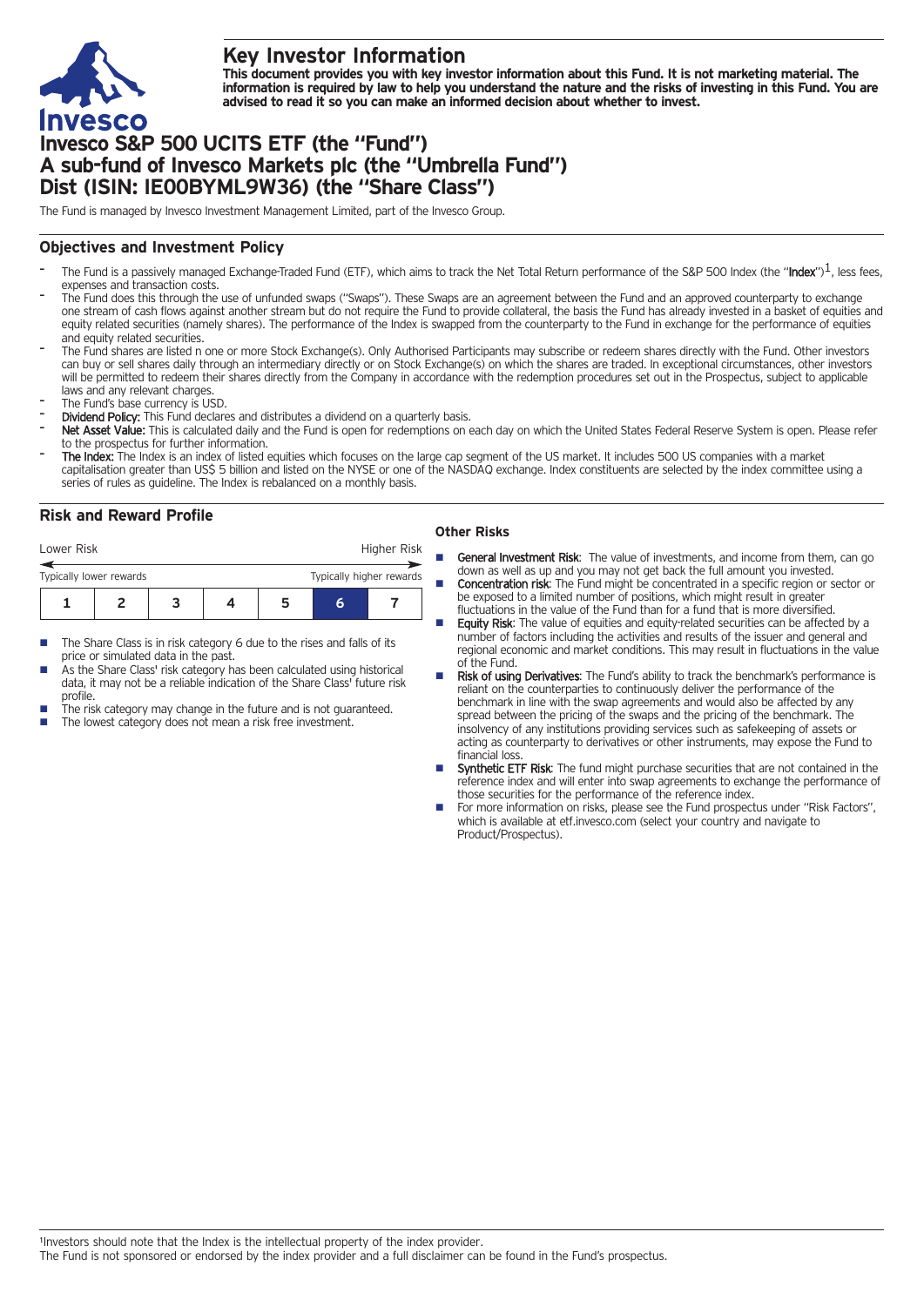# Key Investor Information

**This document provides you with key investor information about this Fund. It is not marketing material. The information is required by law to help you understand the nature and the risks of investing in this Fund. You are advised to read it so you can make an informed decision about whether to invest.**

# Invesco S&P 500 UCITS ETF (the "Fund")
# A sub-fund of Invesco Markets plc (the "Umbrella Fund")
# Dist (ISIN: IE00BYML9W36) (the "Share Class")

The Fund is managed by Invesco Investment Management Limited, part of the Invesco Group.

## Objectives and Investment Policy

- The Fund is a passively managed Exchange-Traded Fund (ETF), which aims to track the Net Total Return performance of the S&P 500 Index (the "**Index**")[1], less fees, expenses and transaction costs.
- The Fund does this through the use of unfunded swaps ("Swaps"). These Swaps are an agreement between the Fund and an approved counterparty to exchange one stream of cash flows against another stream but do not require the Fund to provide collateral, the basis the Fund has already invested in a basket of equities and equity related securities (namely shares). The performance of the Index is swapped from the counterparty to the Fund in exchange for the performance of equities and equity related securities.
- The Fund shares are listed n one or more Stock Exchange(s). Only Authorised Participants may subscribe or redeem shares directly with the Fund. Other investors can buy or sell shares daily through an intermediary directly or on Stock Exchange(s) on which the shares are traded. In exceptional circumstances, other investors will be permitted to redeem their shares directly from the Company in accordance with the redemption procedures set out in the Prospectus, subject to applicable laws and any relevant charges.
- The Fund's base currency is USD.
- **Dividend Policy:** This Fund declares and distributes a dividend on a quarterly basis.
- **Net Asset Value:** This is calculated daily and the Fund is open for redemptions on each day on which the United States Federal Reserve System is open. Please refer to the prospectus for further information.
- **The Index:** The Index is an index of listed equities which focuses on the large cap segment of the US market. It includes 500 US companies with a market capitalisation greater than US$ 5 billion and listed on the NYSE or one of the NASDAQ exchange. Index constituents are selected by the index committee using a series of rules as guideline. The Index is rebalanced on a monthly basis.

## Risk and Reward Profile

Lower Risk — Higher Risk

Typically lower rewards — Typically higher rewards

| 1 | 2 | 3 | 4 | 5 | **6** | 7 |
|---|---|---|---|---|---|---|

- The Share Class is in risk category 6 due to the rises and falls of its price or simulated data in the past.
- As the Share Class' risk category has been calculated using historical data, it may not be a reliable indication of the Share Class' future risk profile.
- The risk category may change in the future and is not guaranteed.
- The lowest category does not mean a risk free investment.

### Other Risks

- **General Investment Risk**: The value of investments, and income from them, can go down as well as up and you may not get back the full amount you invested.
- **Concentration risk**: The Fund might be concentrated in a specific region or sector or be exposed to a limited number of positions, which might result in greater fluctuations in the value of the Fund than for a fund that is more diversified.
- **Equity Risk**: The value of equities and equity-related securities can be affected by a number of factors including the activities and results of the issuer and general and regional economic and market conditions. This may result in fluctuations in the value of the Fund.
- **Risk of using Derivatives**: The Fund's ability to track the benchmark's performance is reliant on the counterparties to continuously deliver the performance of the benchmark in line with the swap agreements and would also be affected by any spread between the pricing of the swaps and the pricing of the benchmark. The insolvency of any institutions providing services such as safekeeping of assets or acting as counterparty to derivatives or other instruments, may expose the Fund to financial loss.
- **Synthetic ETF Risk**: The fund might purchase securities that are not contained in the reference index and will enter into swap agreements to exchange the performance of those securities for the performance of the reference index.
- For more information on risks, please see the Fund prospectus under "Risk Factors", which is available at etf.invesco.com (select your country and navigate to Product/Prospectus).

[1]Investors should note that the Index is the intellectual property of the index provider.
The Fund is not sponsored or endorsed by the index provider and a full disclaimer can be found in the Fund's prospectus.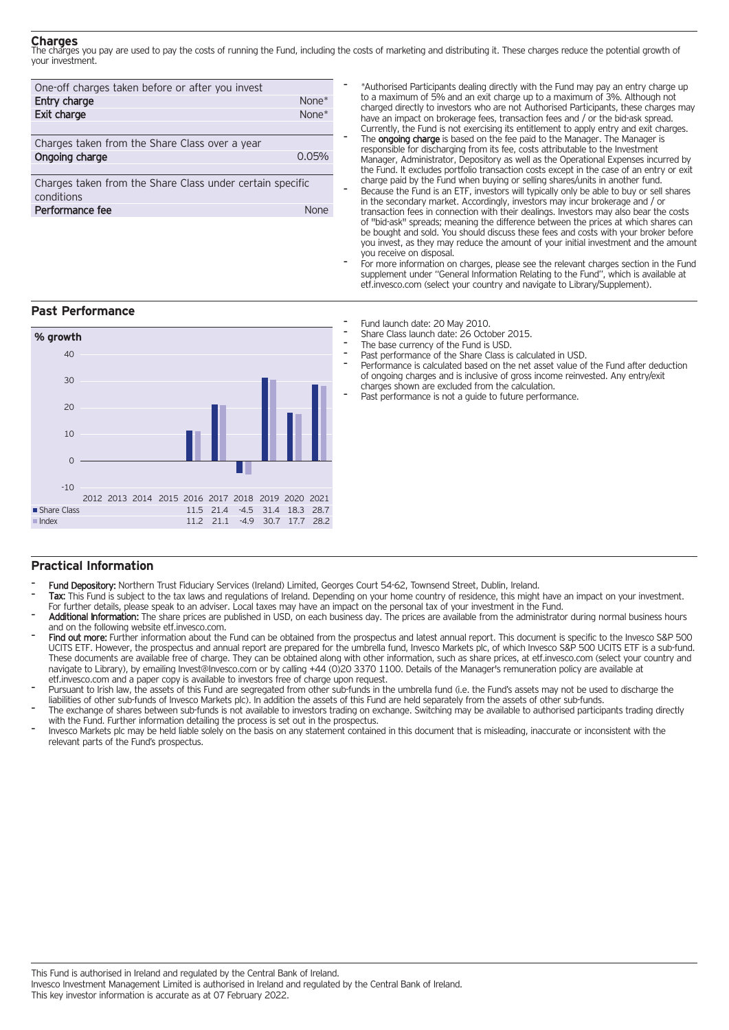## Charges

The charges you pay are used to pay the costs of running the Fund, including the costs of marketing and distributing it. These charges reduce the potential growth of your investment.

| One-off charges taken before or after you invest | |
|---|---|
| **Entry charge** | None* |
| **Exit charge** | None* |
| Charges taken from the Share Class over a year | |
| **Ongoing charge** | 0.05% |
| Charges taken from the Share Class under certain specific conditions | |
| **Performance fee** | None |

- *Authorised Participants dealing directly with the Fund may pay an entry charge up to a maximum of 5% and an exit charge up to a maximum of 3%. Although not charged directly to investors who are not Authorised Participants, these charges may have an impact on brokerage fees, transaction fees and / or the bid-ask spread. Currently, the Fund is not exercising its entitlement to apply entry and exit charges.
- The **ongoing charge** is based on the fee paid to the Manager. The Manager is responsible for discharging from its fee, costs attributable to the Investment Manager, Administrator, Depository as well as the Operational Expenses incurred by the Fund. It excludes portfolio transaction costs except in the case of an entry or exit charge paid by the Fund when buying or selling shares/units in another fund.
- Because the Fund is an ETF, investors will typically only be able to buy or sell shares in the secondary market. Accordingly, investors may incur brokerage and / or transaction fees in connection with their dealings. Investors may also bear the costs of "bid-ask" spreads; meaning the difference between the prices at which shares can be bought and sold. You should discuss these fees and costs with your broker before you invest, as they may reduce the amount of your initial investment and the amount you receive on disposal.
- For more information on charges, please see the relevant charges section in the Fund supplement under "General Information Relating to the Fund", which is available at etf.invesco.com (select your country and navigate to Library/Supplement).

## Past Performance

% growth

40
30
20
10
0
-10

2012 2013 2014 2015 2016 2017 2018 2019 2020 2021

Share Class 11.5 21.4 -4.5 31.4 18.3 28.7

Index 11.2 21.1 -4.9 30.7 17.7 28.2

- Fund launch date: 20 May 2010.
- Share Class launch date: 26 October 2015.
- The base currency of the Fund is USD.
- Past performance of the Share Class is calculated in USD.
- Performance is calculated based on the net asset value of the Fund after deduction of ongoing charges and is inclusive of gross income reinvested. Any entry/exit charges shown are excluded from the calculation.
- Past performance is not a guide to future performance.

## Practical Information

- **Fund Depository:** Northern Trust Fiduciary Services (Ireland) Limited, Georges Court 54-62, Townsend Street, Dublin, Ireland.
- **Tax:** This Fund is subject to the tax laws and regulations of Ireland. Depending on your home country of residence, this might have an impact on your investment. For further details, please speak to an adviser. Local taxes may have an impact on the personal tax of your investment in the Fund.
- **Additional Information:** The share prices are published in USD, on each business day. The prices are available from the administrator during normal business hours and on the following website etf.invesco.com.
- **Find out more:** Further information about the Fund can be obtained from the prospectus and latest annual report. This document is specific to the Invesco S&P 500 UCITS ETF. However, the prospectus and annual report are prepared for the umbrella fund, Invesco Markets plc, of which Invesco S&P 500 UCITS ETF is a sub-fund. These documents are available free of charge. They can be obtained along with other information, such as share prices, at etf.invesco.com (select your country and navigate to Library), by emailing Invest@Invesco.com or by calling +44 (0)20 3370 1100. Details of the Manager's remuneration policy are available at etf.invesco.com and a paper copy is available to investors free of charge upon request.
- Pursuant to Irish law, the assets of this Fund are segregated from other sub-funds in the umbrella fund (i.e. the Fund's assets may not be used to discharge the liabilities of other sub-funds of Invesco Markets plc). In addition the assets of this Fund are held separately from the assets of other sub-funds.
- The exchange of shares between sub-funds is not available to investors trading on exchange. Switching may be available to authorised participants trading directly with the Fund. Further information detailing the process is set out in the prospectus.
- Invesco Markets plc may be held liable solely on the basis on any statement contained in this document that is misleading, inaccurate or inconsistent with the relevant parts of the Fund's prospectus.

This Fund is authorised in Ireland and regulated by the Central Bank of Ireland.
Invesco Investment Management Limited is authorised in Ireland and regulated by the Central Bank of Ireland.
This key investor information is accurate as at 07 February 2022.